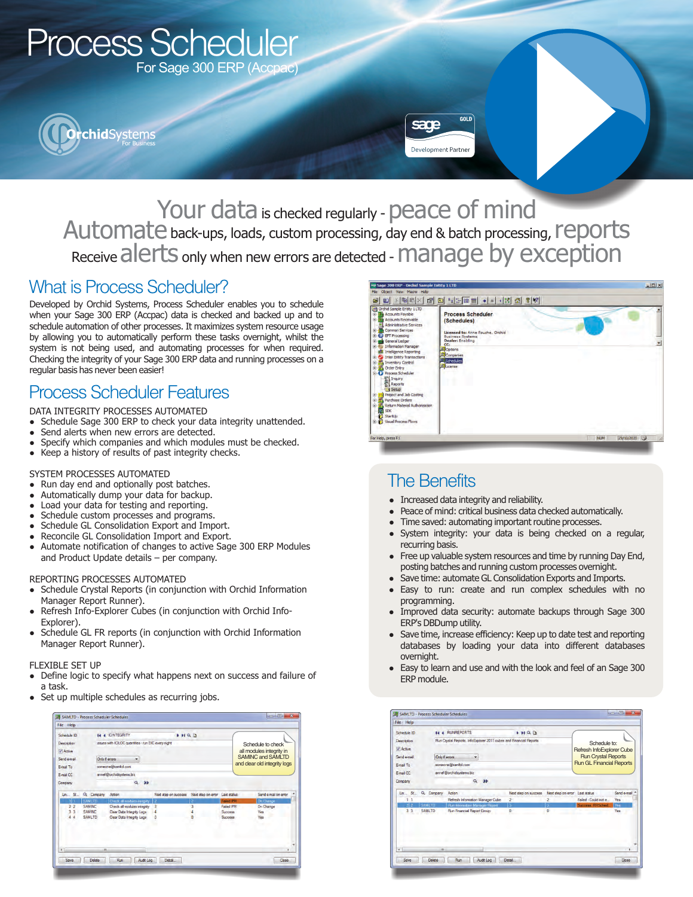# Process Scheduler

For Sage 300 ERP (Accpac)

OrchidSystems For Business

sage GOLD Development Partner

Your data is checked regularly - peace of mind
Automate back-ups, loads, custom processing, day end & batch processing, reports
Receive alerts only when new errors are detected - manage by exception

## What is Process Scheduler?

Developed by Orchid Systems, Process Scheduler enables you to schedule when your Sage 300 ERP (Accpac) data is checked and backed up and to schedule automation of other processes. It maximizes system resource usage by allowing you to automatically perform these tasks overnight, or when the system is not being used, and automating processes for when required. Checking the integrity of your Sage 300 ERP data and running processes on a regular basis has never been easier!

## Process Scheduler Features

DATA INTEGRITY PROCESSES AUTOMATED

- Schedule Sage 300 ERP to check your data integrity unattended.
- Send alerts when new errors are detected.
- Specify which companies and which modules must be checked.
- Keep a history of past results of past integrity checks.

SYSTEM PROCESSES AUTOMATED

- Run day end and optionally post batches.
- Automatically dump your data for backup.
- Load your data for testing and reporting.
- Schedule custom processes and programs.
- Schedule GL Consolidation Export and Import.
- Reconcile GL Consolidation Import and Export.
- Automate notification of changes to active Sage 300 ERP Modules and Product Update details – per company.

REPORTING PROCESSES AUTOMATED

- Schedule Crystal Reports (in conjunction with Orchid Information Manager Report Runner).
- Refresh Info-Explorer Cubes (in conjunction with Orchid Info-Explorer).
- Schedule GL FR reports (in conjunction with Orchid Information Manager Report Runner).

FLEXIBLE SET UP

- Define logic to specify what happens next on success and failure of a task.
- Set up multiple schedules as recurring jobs.

Schedule to check all modules integrity in SAMINC and SAMLTD and clear old integrity logs

## The Benefits

- Increased data integrity and reliability.
- Peace of mind: critical business data checked automatically.
- Time saved: automating important routine processes.
- System integrity: your data is being checked on a regular, recurring basis.
- Free up valuable system resources and time by running Day End, posting batches and running custom processes overnight.
- Save time: automate GL Consolidation Exports and Imports.
- Easy to run: create and run complex schedules with no programming.
- Improved data security: automate backups through Sage 300 ERP's DBDump utility.
- Save time, increase efficiency: Keep up to date test and reporting databases by loading your data into different databases overnight.
- Easy to learn and use and with the look and feel of an Sage 300 ERP module.

Schedule to: Refresh InfoExplorer Cube, Run Crystal Reports, Run GL Financial Reports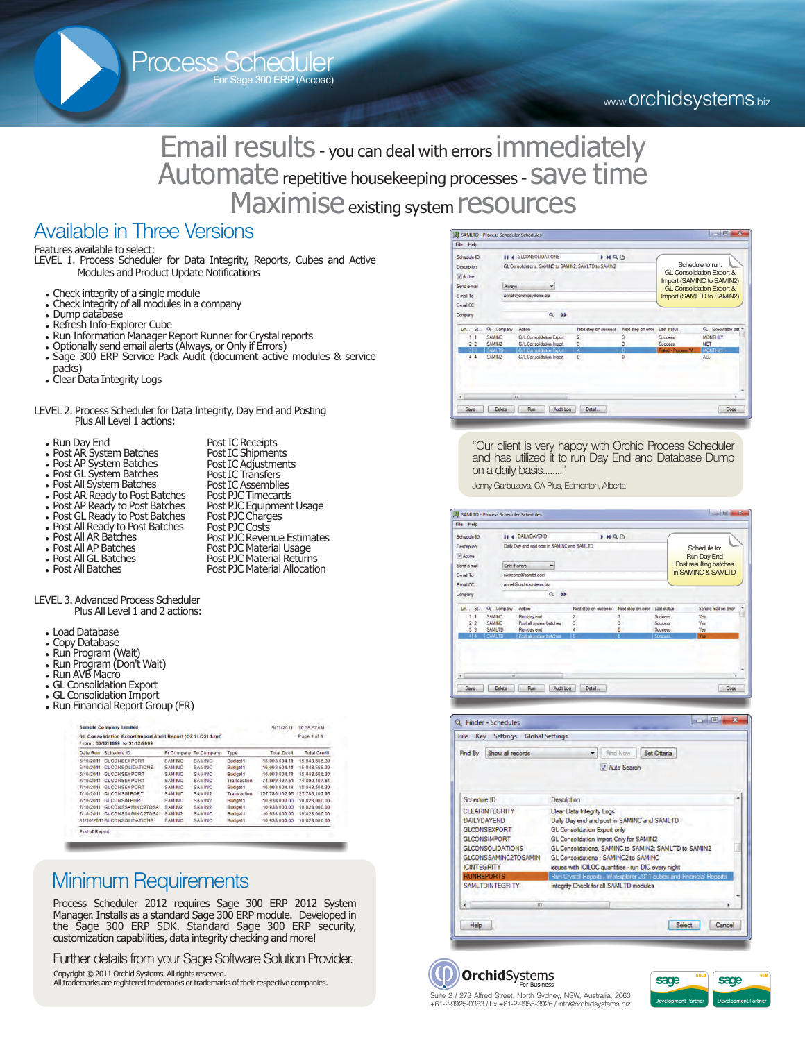# Process Scheduler

For Sage 300 ERP (Accpac)

www.orchidsystems.biz

## Email results - you can deal with errors immediately
## Automate repetitive housekeeping processes - save time
## Maximise existing system resources

## Available in Three Versions

Features available to select:

LEVEL 1. Process Scheduler for Data Integrity, Reports, Cubes and Active Modules and Product Update Notifications

- Check integrity of a single module
- Check integrity of all modules in a company
- Dump database
- Refresh Info-Explorer Cube
- Run Information Manager Report Runner for Crystal reports
- Optionally send email alerts (Always, or Only if Errors)
- Sage 300 ERP Service Pack Audit (document active modules & service packs)
- Clear Data Integrity Logs

LEVEL 2. Process Scheduler for Data Integrity, Day End and Posting
Plus All Level 1 actions:

- Run Day End
- Post AR System Batches
- Post AP System Batches
- Post GL System Batches
- Post All System Batches
- Post AR Ready to Post Batches
- Post AP Ready to Post Batches
- Post GL Ready to Post Batches
- Post All Ready to Post Batches
- Post All AR Batches
- Post All AP Batches
- Post All GL Batches
- Post All Batches
- Post IC Receipts
- Post IC Shipments
- Post IC Adjustments
- Post IC Transfers
- Post IC Assemblies
- Post PJC Timecards
- Post PJC Equipment Usage
- Post PJC Charges
- Post PJC Costs
- Post PJC Revenue Estimates
- Post PJC Material Usage
- Post PJC Material Returns
- Post PJC Material Allocation

LEVEL 3. Advanced Process Scheduler
Plus All Level 1 and 2 actions:

- Load Database
- Copy Database
- Run Program (Wait)
- Run Program (Don't Wait)
- Run AVB Macro
- GL Consolidation Export
- GL Consolidation Import
- Run Financial Report Group (FR)

Schedule to run: GL Consolidation Export & Import (SAMINC to SAMIN2) GL Consolidation Export & Import (SAMLTD to SAMIN2)

"Our client is very happy with Orchid Process Scheduler and has utilized it to run Day End and Database Dump on a daily basis........"

Jenny Garbuzova, CA Plus, Edmonton, Alberta

Schedule to: Run Day End Post resulting batches in SAMINC & SAMLTD

## Minimum Requirements

Process Scheduler 2012 requires Sage 300 ERP 2012 System Manager. Installs as a standard Sage 300 ERP module. Developed in the Sage 300 ERP SDK. Standard Sage 300 ERP security, customization capabilities, data integrity checking and more!

Further details from your Sage Software Solution Provider.

Copyright © 2011 Orchid Systems. All rights reserved.
All trademarks are registered trademarks or trademarks of their respective companies.

Orchid Systems For Business

Suite 2 / 273 Alfred Street, North Sydney, NSW, Australia, 2060
+61-2-9925-0383 / Fx +61-2-9955-3926 / info@orchidsystems.biz

sage GOLD Development Partner
sage OEM Development Partner